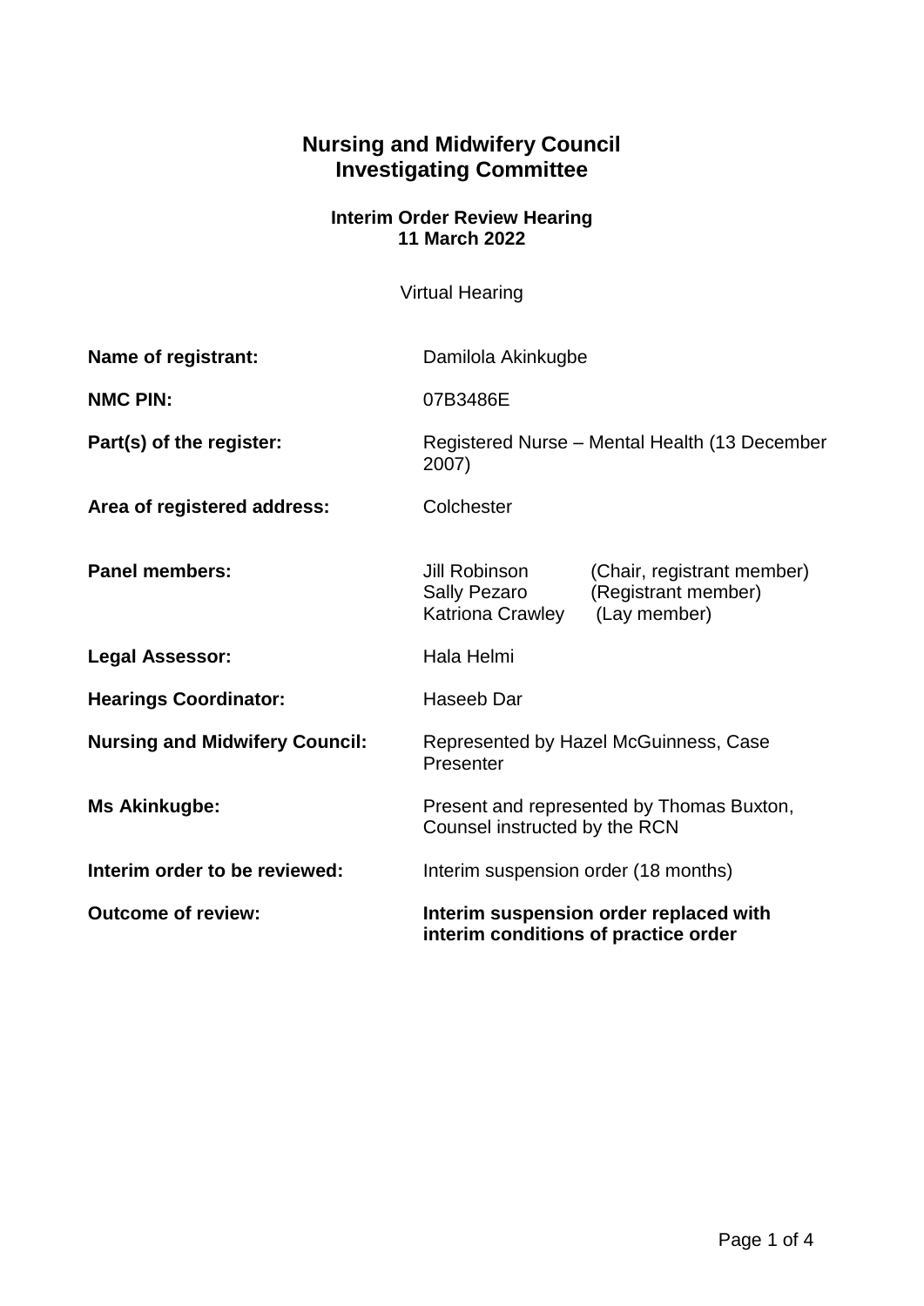# Nursing and Midwifery Council
# Investigating Committee

### Interim Order Review Hearing
### 11 March 2022

Virtual Hearing

| | |
|---|---|
| **Name of registrant:** | Damilola Akinkugbe |
| **NMC PIN:** | 07B3486E |
| **Part(s) of the register:** | Registered Nurse – Mental Health (13 December 2007) |
| **Area of registered address:** | Colchester |
| **Panel members:** | Jill Robinson (Chair, registrant member)<br>Sally Pezaro (Registrant member)<br>Katriona Crawley (Lay member) |
| **Legal Assessor:** | Hala Helmi |
| **Hearings Coordinator:** | Haseeb Dar |
| **Nursing and Midwifery Council:** | Represented by Hazel McGuinness, Case Presenter |
| **Ms Akinkugbe:** | Present and represented by Thomas Buxton, Counsel instructed by the RCN |
| **Interim order to be reviewed:** | Interim suspension order (18 months) |
| **Outcome of review:** | **Interim suspension order replaced with interim conditions of practice order** |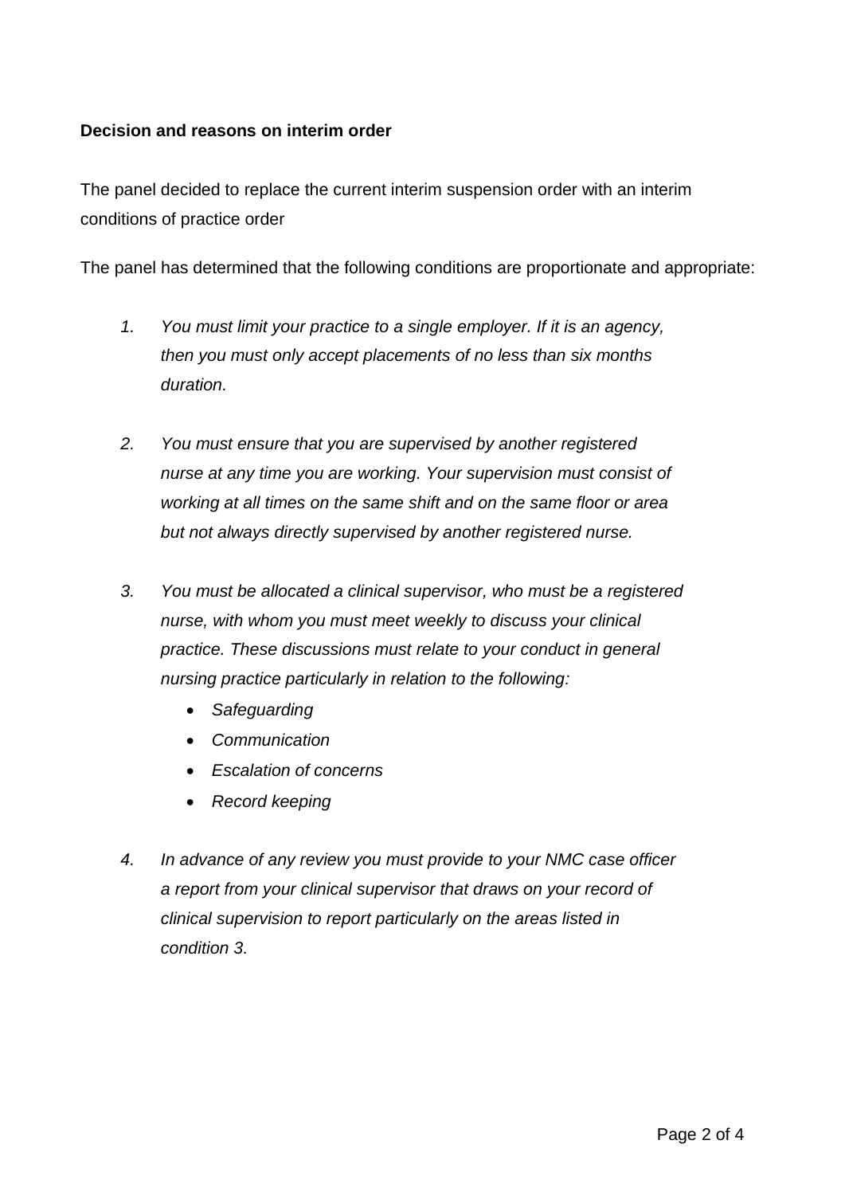**Decision and reasons on interim order**

The panel decided to replace the current interim suspension order with an interim conditions of practice order

The panel has determined that the following conditions are proportionate and appropriate:

1. *You must limit your practice to a single employer. If it is an agency, then you must only accept placements of no less than six months duration.*

2. *You must ensure that you are supervised by another registered nurse at any time you are working. Your supervision must consist of working at all times on the same shift and on the same floor or area but not always directly supervised by another registered nurse.*

3. *You must be allocated a clinical supervisor, who must be a registered nurse, with whom you must meet weekly to discuss your clinical practice. These discussions must relate to your conduct in general nursing practice particularly in relation to the following:*
   - *Safeguarding*
   - *Communication*
   - *Escalation of concerns*
   - *Record keeping*

4. *In advance of any review you must provide to your NMC case officer a report from your clinical supervisor that draws on your record of clinical supervision to report particularly on the areas listed in condition 3.*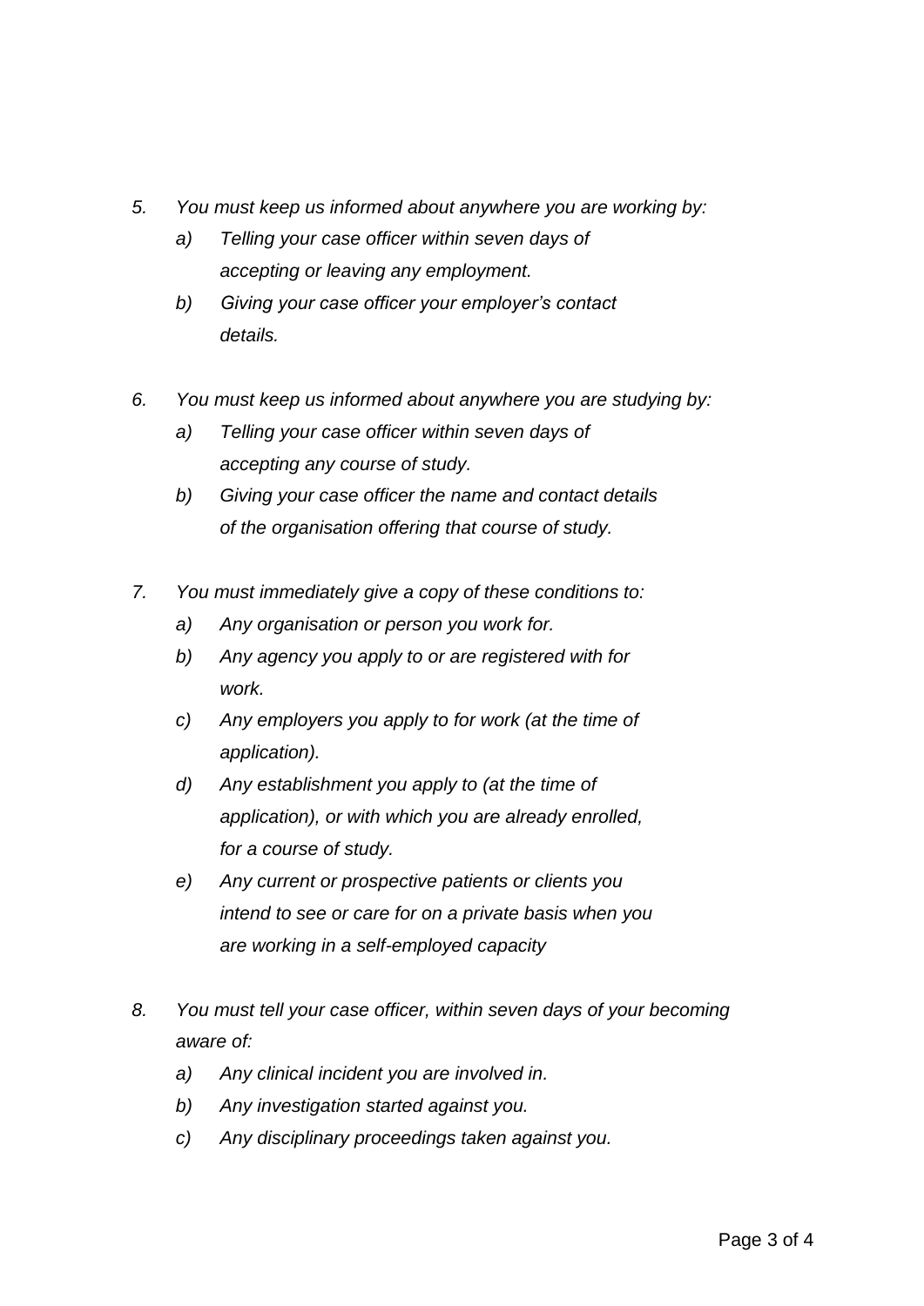5. *You must keep us informed about anywhere you are working by:*
    a) *Telling your case officer within seven days of accepting or leaving any employment.*
    b) *Giving your case officer your employer's contact details.*

6. *You must keep us informed about anywhere you are studying by:*
    a) *Telling your case officer within seven days of accepting any course of study.*
    b) *Giving your case officer the name and contact details of the organisation offering that course of study.*

7. *You must immediately give a copy of these conditions to:*
    a) *Any organisation or person you work for.*
    b) *Any agency you apply to or are registered with for work.*
    c) *Any employers you apply to for work (at the time of application).*
    d) *Any establishment you apply to (at the time of application), or with which you are already enrolled, for a course of study.*
    e) *Any current or prospective patients or clients you intend to see or care for on a private basis when you are working in a self-employed capacity*

8. *You must tell your case officer, within seven days of your becoming aware of:*
    a) *Any clinical incident you are involved in.*
    b) *Any investigation started against you.*
    c) *Any disciplinary proceedings taken against you.*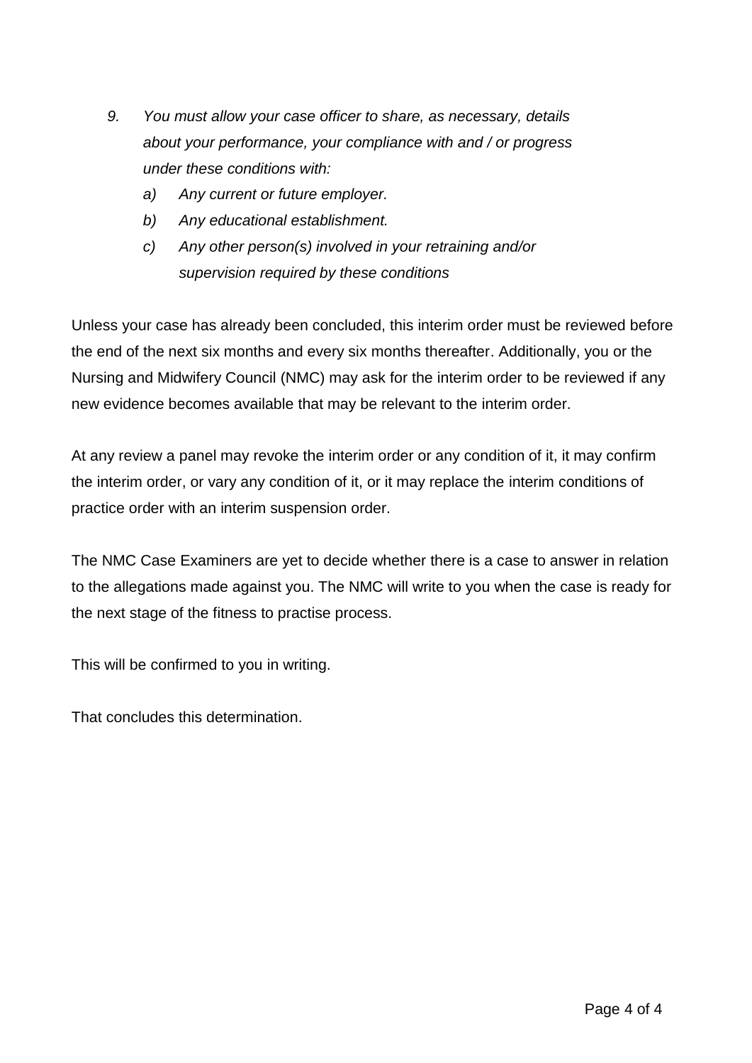9. *You must allow your case officer to share, as necessary, details about your performance, your compliance with and / or progress under these conditions with:*
   a) *Any current or future employer.*
   b) *Any educational establishment.*
   c) *Any other person(s) involved in your retraining and/or supervision required by these conditions*

Unless your case has already been concluded, this interim order must be reviewed before the end of the next six months and every six months thereafter. Additionally, you or the Nursing and Midwifery Council (NMC) may ask for the interim order to be reviewed if any new evidence becomes available that may be relevant to the interim order.

At any review a panel may revoke the interim order or any condition of it, it may confirm the interim order, or vary any condition of it, or it may replace the interim conditions of practice order with an interim suspension order.

The NMC Case Examiners are yet to decide whether there is a case to answer in relation to the allegations made against you. The NMC will write to you when the case is ready for the next stage of the fitness to practise process.

This will be confirmed to you in writing.

That concludes this determination.